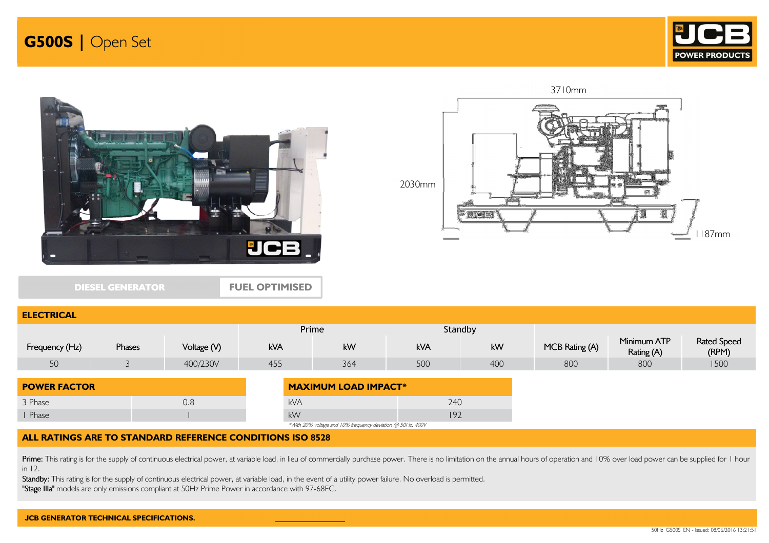# G500S | Open Set

JCB POWER PRODUCTS

3710mm

2030mm

1187mm

DIESEL GENERATOR | FUEL OPTIMISED

## ELECTRICAL

| Frequency (Hz) | Phases | Voltage (V) | Prime | | Standby | | MCB Rating (A) | Minimum ATP Rating (A) | Rated Speed (RPM) |
|---|---|---|---|---|---|---|---|---|---|
| | | | kVA | kW | kVA | kW | | | |
| 50 | 3 | 400/230V | 455 | 364 | 500 | 400 | 800 | 800 | 1500 |

## POWER FACTOR

| | |
|---|---|
| 3 Phase | 0.8 |
| 1 Phase | 1 |

## MAXIMUM LOAD IMPACT*

| | |
|---|---|
| kVA | 240 |
| kW | 192 |

*With 20% voltage and 10% frequency deviation @ 50Hz, 400V

## ALL RATINGS ARE TO STANDARD REFERENCE CONDITIONS ISO 8528

**Prime:** This rating is for the supply of continuous electrical power, at variable load, in lieu of commercially purchase power. There is no limitation on the annual hours of operation and 10% over load power can be supplied for 1 hour in 12.

**Standby:** This rating is for the supply of continuous electrical power, at variable load, in the event of a utility power failure. No overload is permitted.

**"Stage IIIa"** models are only emissions compliant at 50Hz Prime Power in accordance with 97-68EC.

**JCB GENERATOR TECHNICAL SPECIFICATIONS.**

50Hz_G500S_EN - Issued: 08/06/2016 13:21:51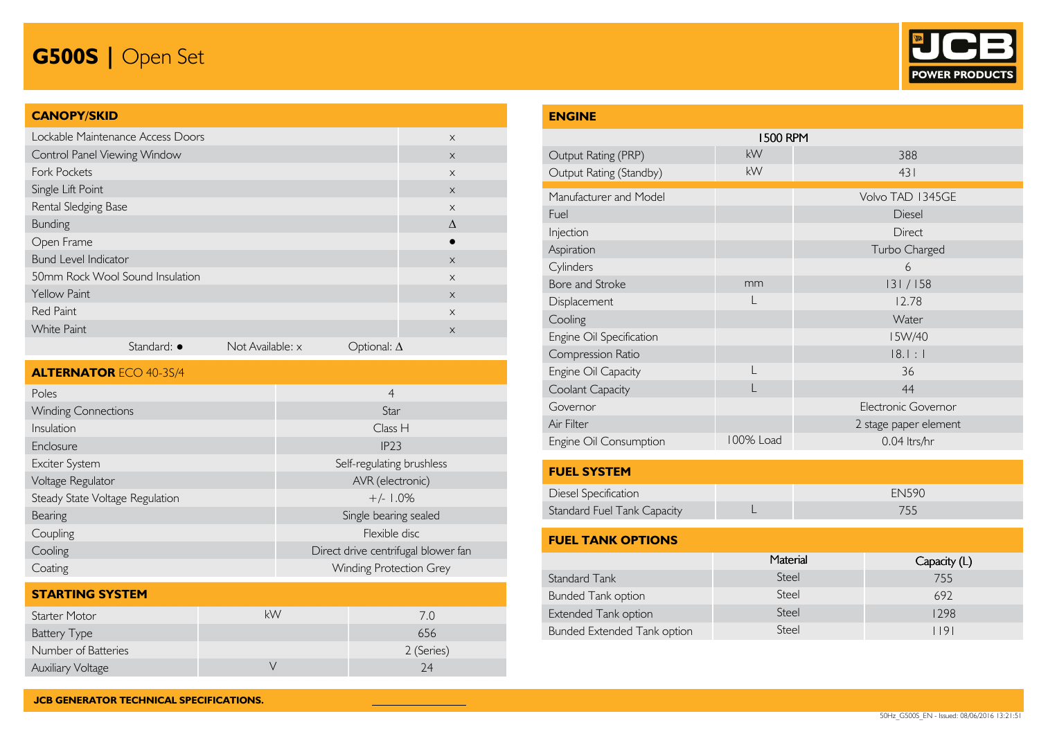# G500S | Open Set

## CANOPY/SKID

| | |
|---|---|
| Lockable Maintenance Access Doors | x |
| Control Panel Viewing Window | x |
| Fork Pockets | x |
| Single Lift Point | x |
| Rental Sledging Base | x |
| Bunding | Δ |
| Open Frame | ● |
| Bund Level Indicator | x |
| 50mm Rock Wool Sound Insulation | x |
| Yellow Paint | x |
| Red Paint | x |
| White Paint | x |

Standard: ● Not Available: x Optional: Δ

## ALTERNATOR ECO 40-3S/4

| | |
|---|---|
| Poles | 4 |
| Winding Connections | Star |
| Insulation | Class H |
| Enclosure | IP23 |
| Exciter System | Self-regulating brushless |
| Voltage Regulator | AVR (electronic) |
| Steady State Voltage Regulation | +/- 1.0% |
| Bearing | Single bearing sealed |
| Coupling | Flexible disc |
| Cooling | Direct drive centrifugal blower fan |
| Coating | Winding Protection Grey |

## STARTING SYSTEM

| | | |
|---|---|---|
| Starter Motor | kW | 7.0 |
| Battery Type | | 656 |
| Number of Batteries | | 2 (Series) |
| Auxiliary Voltage | V | 24 |

## ENGINE

| | | 1500 RPM |
|---|---|---|
| Output Rating (PRP) | kW | 388 |
| Output Rating (Standby) | kW | 431 |
| Manufacturer and Model | | Volvo TAD 1345GE |
| Fuel | | Diesel |
| Injection | | Direct |
| Aspiration | | Turbo Charged |
| Cylinders | | 6 |
| Bore and Stroke | mm | 131 / 158 |
| Displacement | L | 12.78 |
| Cooling | | Water |
| Engine Oil Specification | | 15W/40 |
| Compression Ratio | | 18.1 : 1 |
| Engine Oil Capacity | L | 36 |
| Coolant Capacity | L | 44 |
| Governor | | Electronic Governor |
| Air Filter | | 2 stage paper element |
| Engine Oil Consumption | 100% Load | 0.04 ltrs/hr |

## FUEL SYSTEM

| | | |
|---|---|---|
| Diesel Specification | | EN590 |
| Standard Fuel Tank Capacity | L | 755 |

## FUEL TANK OPTIONS

| | Material | Capacity (L) |
|---|---|---|
| Standard Tank | Steel | 755 |
| Bunded Tank option | Steel | 692 |
| Extended Tank option | Steel | 1298 |
| Bunded Extended Tank option | Steel | 1191 |

JCB GENERATOR TECHNICAL SPECIFICATIONS.

50Hz_G500S_EN - Issued: 08/06/2016 13:21:51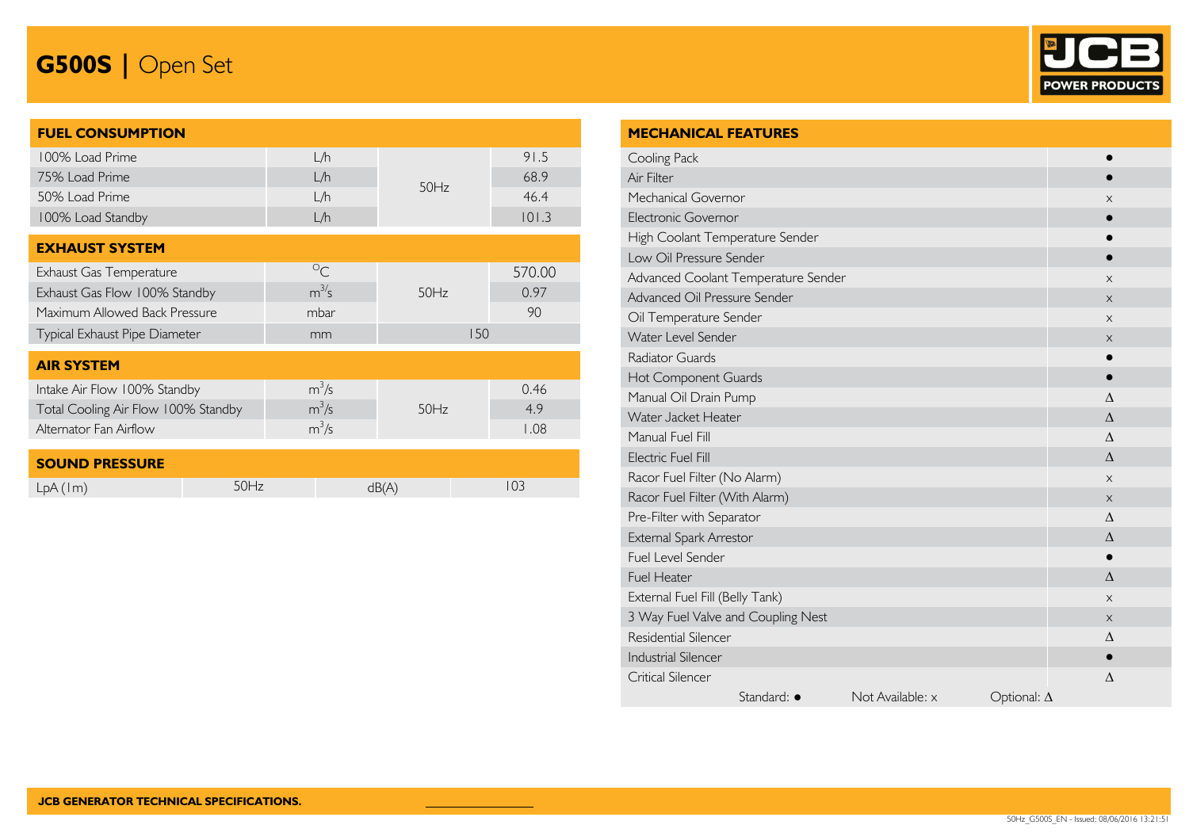# G500S | Open Set

JCB POWER PRODUCTS

## FUEL CONSUMPTION

| | | | |
|---|---|---|---|
| 100% Load Prime | L/h | 50Hz | 91.5 |
| 75% Load Prime | L/h | | 68.9 |
| 50% Load Prime | L/h | | 46.4 |
| 100% Load Standby | L/h | | 101.3 |

## EXHAUST SYSTEM

| | | | |
|---|---|---|---|
| Exhaust Gas Temperature | °C | 50Hz | 570.00 |
| Exhaust Gas Flow 100% Standby | $m^3/s$ | | 0.97 |
| Maximum Allowed Back Pressure | mbar | | 90 |
| Typical Exhaust Pipe Diameter | mm | 150 | |

## AIR SYSTEM

| | | | |
|---|---|---|---|
| Intake Air Flow 100% Standby | $m^3/s$ | 50Hz | 0.46 |
| Total Cooling Air Flow 100% Standby | $m^3/s$ | | 4.9 |
| Alternator Fan Airflow | $m^3/s$ | | 1.08 |

## SOUND PRESSURE

| | | | |
|---|---|---|---|
| LpA (1m) | 50Hz | dB(A) | 103 |

## MECHANICAL FEATURES

| Feature | |
|---|---|
| Cooling Pack | ● |
| Air Filter | ● |
| Mechanical Governor | x |
| Electronic Governor | ● |
| High Coolant Temperature Sender | ● |
| Low Oil Pressure Sender | ● |
| Advanced Coolant Temperature Sender | x |
| Advanced Oil Pressure Sender | x |
| Oil Temperature Sender | x |
| Water Level Sender | x |
| Radiator Guards | ● |
| Hot Component Guards | ● |
| Manual Oil Drain Pump | Δ |
| Water Jacket Heater | Δ |
| Manual Fuel Fill | Δ |
| Electric Fuel Fill | Δ |
| Racor Fuel Filter (No Alarm) | x |
| Racor Fuel Filter (With Alarm) | x |
| Pre-Filter with Separator | Δ |
| External Spark Arrestor | Δ |
| Fuel Level Sender | ● |
| Fuel Heater | Δ |
| External Fuel Fill (Belly Tank) | x |
| 3 Way Fuel Valve and Coupling Nest | x |
| Residential Silencer | Δ |
| Industrial Silencer | ● |
| Critical Silencer | Δ |

Standard: ● Not Available: x Optional: Δ

JCB GENERATOR TECHNICAL SPECIFICATIONS.

50Hz_G500S_EN - Issued: 08/06/2016 13:21:51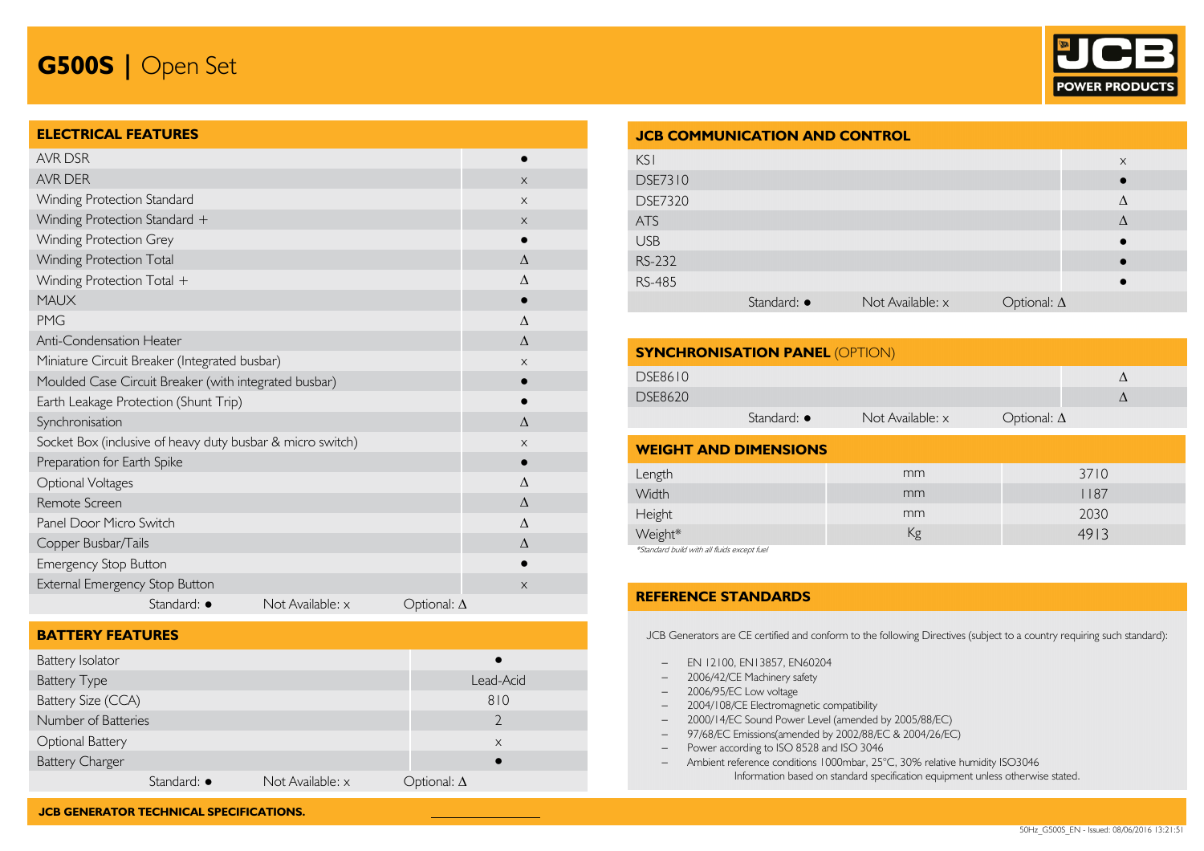# G500S | Open Set

## ELECTRICAL FEATURES

| | |
|---|---|
| AVR DSR | ● |
| AVR DER | x |
| Winding Protection Standard | x |
| Winding Protection Standard + | x |
| Winding Protection Grey | ● |
| Winding Protection Total | Δ |
| Winding Protection Total + | Δ |
| MAUX | ● |
| PMG | Δ |
| Anti-Condensation Heater | Δ |
| Miniature Circuit Breaker (Integrated busbar) | x |
| Moulded Case Circuit Breaker (with integrated busbar) | ● |
| Earth Leakage Protection (Shunt Trip) | ● |
| Synchronisation | Δ |
| Socket Box (inclusive of heavy duty busbar & micro switch) | x |
| Preparation for Earth Spike | ● |
| Optional Voltages | Δ |
| Remote Screen | Δ |
| Panel Door Micro Switch | Δ |
| Copper Busbar/Tails | Δ |
| Emergency Stop Button | ● |
| External Emergency Stop Button | x |

Standard: ● Not Available: x Optional: Δ

## BATTERY FEATURES

| | |
|---|---|
| Battery Isolator | ● |
| Battery Type | Lead-Acid |
| Battery Size (CCA) | 810 |
| Number of Batteries | 2 |
| Optional Battery | x |
| Battery Charger | ● |

Standard: ● Not Available: x Optional: Δ

## JCB COMMUNICATION AND CONTROL

| | |
|---|---|
| KS1 | x |
| DSE7310 | ● |
| DSE7320 | Δ |
| ATS | Δ |
| USB | ● |
| RS-232 | ● |
| RS-485 | ● |

Standard: ● Not Available: x Optional: Δ

## SYNCHRONISATION PANEL (OPTION)

| | |
|---|---|
| DSE8610 | Δ |
| DSE8620 | Δ |

Standard: ● Not Available: x Optional: Δ

## WEIGHT AND DIMENSIONS

| | | |
|---|---|---|
| Length | mm | 3710 |
| Width | mm | 1187 |
| Height | mm | 2030 |
| Weight* | Kg | 4913 |

*Standard build with all fluids except fuel

## REFERENCE STANDARDS

JCB Generators are CE certified and conform to the following Directives (subject to a country requiring such standard):

- EN 12100, EN13857, EN60204
- 2006/42/CE Machinery safety
- 2006/95/EC Low voltage
- 2004/108/CE Electromagnetic compatibility
- 2000/14/EC Sound Power Level (amended by 2005/88/EC)
- 97/68/EC Emissions(amended by 2002/88/EC & 2004/26/EC)
- Power according to ISO 8528 and ISO 3046
- Ambient reference conditions 1000mbar, 25°C, 30% relative humidity ISO3046

Information based on standard specification equipment unless otherwise stated.

**JCB GENERATOR TECHNICAL SPECIFICATIONS.**

50Hz_G500S_EN - Issued: 08/06/2016 13:21:51